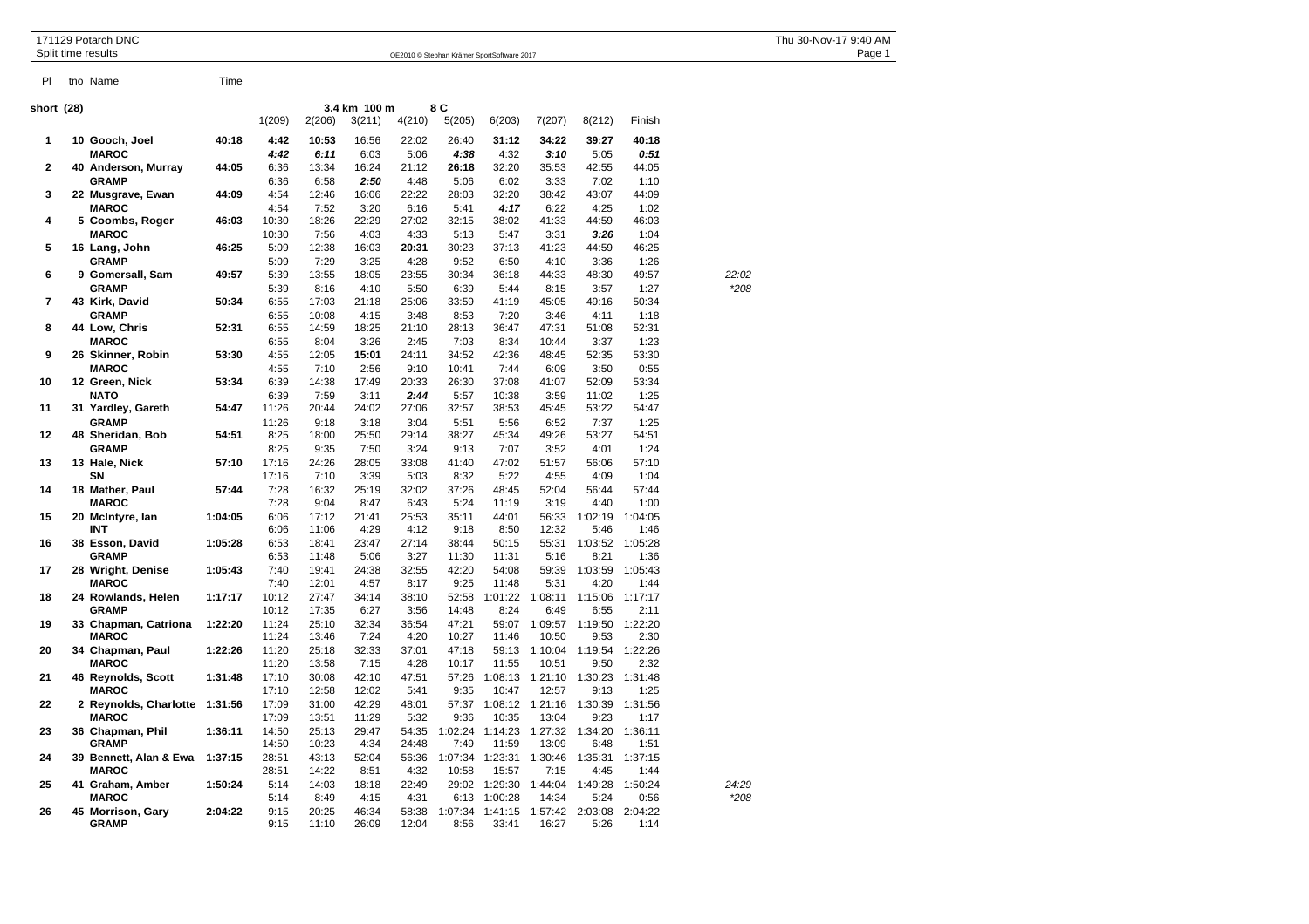171129 Potarch DNC

Split time results

OE2010 © Stephan Krämer SportSoftware 2017

Thu 30-Nov-17 9:40 AM

**short (28)** 3.4 km 100 m 8 C

| Pl | tno | Name | Time | 1(209) | 2(206) | 3(211) | 4(210) | 5(205) | 6(203) | 7(207) | 8(212) | Finish | |
|---|---|---|---|---|---|---|---|---|---|---|---|---|---|
| **1** | **10** | **Gooch, Joel** | **40:18** | **4:42** | **10:53** | 16:56 | 22:02 | 26:40 | **31:12** | **34:22** | **39:27** | **40:18** | |
| | | **MAROC** | | ***4:42*** | ***6:11*** | 6:03 | 5:06 | ***4:38*** | 4:32 | ***3:10*** | 5:05 | ***0:51*** | |
| **2** | **40** | **Anderson, Murray** | **44:05** | 6:36 | 13:34 | 16:24 | 21:12 | **26:18** | 32:20 | 35:53 | 42:55 | 44:05 | |
| | | **GRAMP** | | 6:36 | 6:58 | ***2:50*** | 4:48 | 5:06 | 6:02 | 3:33 | 7:02 | 1:10 | |
| **3** | **22** | **Musgrave, Ewan** | **44:09** | 4:54 | 12:46 | 16:06 | 22:22 | 28:03 | 32:20 | 38:42 | 43:07 | 44:09 | |
| | | **MAROC** | | 4:54 | 7:52 | 3:20 | 6:16 | 5:41 | ***4:17*** | 6:22 | 4:25 | 1:02 | |
| **4** | **5** | **Coombs, Roger** | **46:03** | 10:30 | 18:26 | 22:29 | 27:02 | 32:15 | 38:02 | 41:33 | 44:59 | 46:03 | |
| | | **MAROC** | | 10:30 | 7:56 | 4:03 | 4:33 | 5:13 | 5:47 | 3:31 | ***3:26*** | 1:04 | |
| **5** | **16** | **Lang, John** | **46:25** | 5:09 | 12:38 | 16:03 | **20:31** | 30:23 | 37:13 | 41:23 | 44:59 | 46:25 | |
| | | **GRAMP** | | 5:09 | 7:29 | 3:25 | 4:28 | 9:52 | 6:50 | 4:10 | 3:36 | 1:26 | |
| **6** | **9** | **Gomersall, Sam** | **49:57** | 5:39 | 13:55 | 18:05 | 23:55 | 30:34 | 36:18 | 44:33 | 48:30 | 49:57 | *22:02* |
| | | **GRAMP** | | 5:39 | 8:16 | 4:10 | 5:50 | 6:39 | 5:44 | 8:15 | 3:57 | 1:27 | *\*208* |
| **7** | **43** | **Kirk, David** | **50:34** | 6:55 | 17:03 | 21:18 | 25:06 | 33:59 | 41:19 | 45:05 | 49:16 | 50:34 | |
| | | **GRAMP** | | 6:55 | 10:08 | 4:15 | 3:48 | 8:53 | 7:20 | 3:46 | 4:11 | 1:18 | |
| **8** | **44** | **Low, Chris** | **52:31** | 6:55 | 14:59 | 18:25 | 21:10 | 28:13 | 36:47 | 47:31 | 51:08 | 52:31 | |
| | | **MAROC** | | 6:55 | 8:04 | 3:26 | 2:45 | 7:03 | 8:34 | 10:44 | 3:37 | 1:23 | |
| **9** | **26** | **Skinner, Robin** | **53:30** | 4:55 | 12:05 | **15:01** | 24:11 | 34:52 | 42:36 | 48:45 | 52:35 | 53:30 | |
| | | **MAROC** | | 4:55 | 7:10 | 2:56 | 9:10 | 10:41 | 7:44 | 6:09 | 3:50 | 0:55 | |
| **10** | **12** | **Green, Nick** | **53:34** | 6:39 | 14:38 | 17:49 | 20:33 | 26:30 | 37:08 | 41:07 | 52:09 | 53:34 | |
| | | **NATO** | | 6:39 | 7:59 | 3:11 | ***2:44*** | 5:57 | 10:38 | 3:59 | 11:02 | 1:25 | |
| **11** | **31** | **Yardley, Gareth** | **54:47** | 11:26 | 20:44 | 24:02 | 27:06 | 32:57 | 38:53 | 45:45 | 53:22 | 54:47 | |
| | | **GRAMP** | | 11:26 | 9:18 | 3:18 | 3:04 | 5:51 | 5:56 | 6:52 | 7:37 | 1:25 | |
| **12** | **48** | **Sheridan, Bob** | **54:51** | 8:25 | 18:00 | 25:50 | 29:14 | 38:27 | 45:34 | 49:26 | 53:27 | 54:51 | |
| | | **GRAMP** | | 8:25 | 9:35 | 7:50 | 3:24 | 9:13 | 7:07 | 3:52 | 4:01 | 1:24 | |
| **13** | **13** | **Hale, Nick** | **57:10** | 17:16 | 24:26 | 28:05 | 33:08 | 41:40 | 47:02 | 51:57 | 56:06 | 57:10 | |
| | | **SN** | | 17:16 | 7:10 | 3:39 | 5:03 | 8:32 | 5:22 | 4:55 | 4:09 | 1:04 | |
| **14** | **18** | **Mather, Paul** | **57:44** | 7:28 | 16:32 | 25:19 | 32:02 | 37:26 | 48:45 | 52:04 | 56:44 | 57:44 | |
| | | **MAROC** | | 7:28 | 9:04 | 8:47 | 6:43 | 5:24 | 11:19 | 3:19 | 4:40 | 1:00 | |
| **15** | **20** | **McIntyre, Ian** | **1:04:05** | 6:06 | 17:12 | 21:41 | 25:53 | 35:11 | 44:01 | 56:33 | 1:02:19 | 1:04:05 | |
| | | **INT** | | 6:06 | 11:06 | 4:29 | 4:12 | 9:18 | 8:50 | 12:32 | 5:46 | 1:46 | |
| **16** | **38** | **Esson, David** | **1:05:28** | 6:53 | 18:41 | 23:47 | 27:14 | 38:44 | 50:15 | 55:31 | 1:03:52 | 1:05:28 | |
| | | **GRAMP** | | 6:53 | 11:48 | 5:06 | 3:27 | 11:30 | 11:31 | 5:16 | 8:21 | 1:36 | |
| **17** | **28** | **Wright, Denise** | **1:05:43** | 7:40 | 19:41 | 24:38 | 32:55 | 42:20 | 54:08 | 59:39 | 1:03:59 | 1:05:43 | |
| | | **MAROC** | | 7:40 | 12:01 | 4:57 | 8:17 | 9:25 | 11:48 | 5:31 | 4:20 | 1:44 | |
| **18** | **24** | **Rowlands, Helen** | **1:17:17** | 10:12 | 27:47 | 34:14 | 38:10 | 52:58 | 1:01:22 | 1:08:11 | 1:15:06 | 1:17:17 | |
| | | **GRAMP** | | 10:12 | 17:35 | 6:27 | 3:56 | 14:48 | 8:24 | 6:49 | 6:55 | 2:11 | |
| **19** | **33** | **Chapman, Catriona** | **1:22:20** | 11:24 | 25:10 | 32:34 | 36:54 | 47:21 | 59:07 | 1:09:57 | 1:19:50 | 1:22:20 | |
| | | **MAROC** | | 11:24 | 13:46 | 7:24 | 4:20 | 10:27 | 11:46 | 10:50 | 9:53 | 2:30 | |
| **20** | **34** | **Chapman, Paul** | **1:22:26** | 11:20 | 25:18 | 32:33 | 37:01 | 47:18 | 59:13 | 1:10:04 | 1:19:54 | 1:22:26 | |
| | | **MAROC** | | 11:20 | 13:58 | 7:15 | 4:28 | 10:17 | 11:55 | 10:51 | 9:50 | 2:32 | |
| **21** | **46** | **Reynolds, Scott** | **1:31:48** | 17:10 | 30:08 | 42:10 | 47:51 | 57:26 | 1:08:13 | 1:21:10 | 1:30:23 | 1:31:48 | |
| | | **MAROC** | | 17:10 | 12:58 | 12:02 | 5:41 | 9:35 | 10:47 | 12:57 | 9:13 | 1:25 | |
| **22** | **2** | **Reynolds, Charlotte** | **1:31:56** | 17:09 | 31:00 | 42:29 | 48:01 | 57:37 | 1:08:12 | 1:21:16 | 1:30:39 | 1:31:56 | |
| | | **MAROC** | | 17:09 | 13:51 | 11:29 | 5:32 | 9:36 | 10:35 | 13:04 | 9:23 | 1:17 | |
| **23** | **36** | **Chapman, Phil** | **1:36:11** | 14:50 | 25:13 | 29:47 | 54:35 | 1:02:24 | 1:14:23 | 1:27:32 | 1:34:20 | 1:36:11 | |
| | | **GRAMP** | | 14:50 | 10:23 | 4:34 | 24:48 | 7:49 | 11:59 | 13:09 | 6:48 | 1:51 | |
| **24** | **39** | **Bennett, Alan & Ewa** | **1:37:15** | 28:51 | 43:13 | 52:04 | 56:36 | 1:07:34 | 1:23:31 | 1:30:46 | 1:35:31 | 1:37:15 | |
| | | **MAROC** | | 28:51 | 14:22 | 8:51 | 4:32 | 10:58 | 15:57 | 7:15 | 4:45 | 1:44 | |
| **25** | **41** | **Graham, Amber** | **1:50:24** | 5:14 | 14:03 | 18:18 | 22:49 | 29:02 | 1:29:30 | 1:44:04 | 1:49:28 | 1:50:24 | *24:29* |
| | | **MAROC** | | 5:14 | 8:49 | 4:15 | 4:31 | 6:13 | 1:00:28 | 14:34 | 5:24 | 0:56 | *\*208* |
| **26** | **45** | **Morrison, Gary** | **2:04:22** | 9:15 | 20:25 | 46:34 | 58:38 | 1:07:34 | 1:41:15 | 1:57:42 | 2:03:08 | 2:04:22 | |
| | | **GRAMP** | | 9:15 | 11:10 | 26:09 | 12:04 | 8:56 | 33:41 | 16:27 | 5:26 | 1:14 | |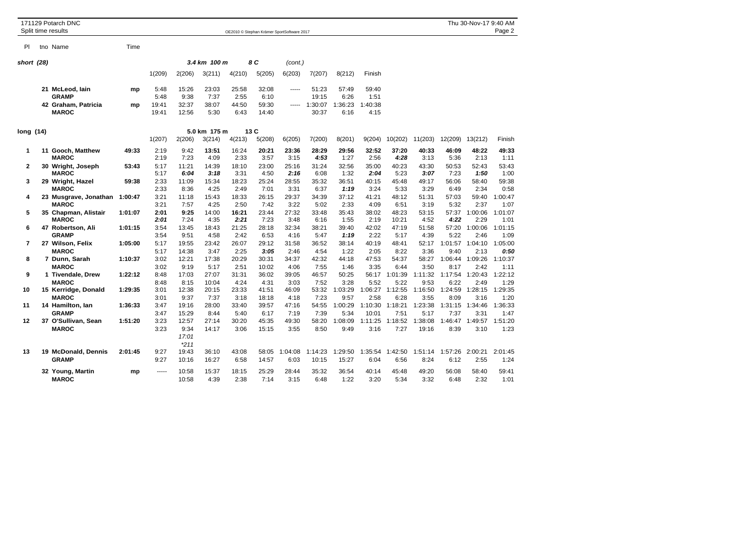| Pl | tno Name | Time | | | | | | | | | | | | | | |
|---|---|---|---|---|---|---|---|---|---|---|---|---|---|---|---|---|
| **short (28)** | | | | | *3.4 km 100 m* | | *8 C* | *(cont.)* | | | | | | | | |
| | | | 1(209) | 2(206) | 3(211) | 4(210) | 5(205) | 6(203) | 7(207) | 8(212) | Finish | | | | | |
| | **21 McLeod, Iain** | **mp** | 5:48 | 15:26 | 23:03 | 25:58 | 32:08 | ----- | 51:23 | 57:49 | 59:40 | | | | | |
| | **GRAMP** | | 5:48 | 9:38 | 7:37 | 2:55 | 6:10 | | 19:15 | 6:26 | 1:51 | | | | | |
| | **42 Graham, Patricia** | **mp** | 19:41 | 32:37 | 38:07 | 44:50 | 59:30 | ----- | 1:30:07 | 1:36:23 | 1:40:38 | | | | | |
| | **MAROC** | | 19:41 | 12:56 | 5:30 | 6:43 | 14:40 | | 30:37 | 6:16 | 4:15 | | | | | |
| **long (14)** | | | | | 5.0 km 175 m | | 13 C | | | | | | | | | |
| | | | 1(207) | 2(206) | 3(214) | 4(213) | 5(208) | 6(205) | 7(200) | 8(201) | 9(204) | 10(202) | 11(203) | 12(209) | 13(212) | Finish |
| **1** | **11 Gooch, Matthew** | **49:33** | 2:19 | 9:42 | **13:51** | 16:24 | **20:21** | **23:36** | 28:29 | 29:56 | 32:52 | 37:20 | 40:33 | 46:09 | **48:22** | **49:33** |
| | **MAROC** | | 2:19 | 7:23 | 4:09 | 2:33 | 3:57 | 3:15 | ***4:53*** | 1:27 | 2:56 | ***4:28*** | 3:13 | 5:36 | 2:13 | 1:11 |
| **2** | **30 Wright, Joseph** | **53:43** | 5:17 | 11:21 | 14:39 | 18:10 | 23:00 | 25:16 | 31:24 | 32:56 | 35:00 | 40:23 | 43:30 | 50:53 | 52:43 | 53:43 |
| | **MAROC** | | 5:17 | ***6:04*** | ***3:18*** | 3:31 | 4:50 | ***2:16*** | 6:08 | 1:32 | ***2:04*** | 5:23 | ***3:07*** | 7:23 | ***1:50*** | 1:00 |
| **3** | **29 Wright, Hazel** | **59:38** | 2:33 | 11:09 | 15:34 | 18:23 | 25:24 | 28:55 | 35:32 | 36:51 | 40:15 | 45:48 | 49:17 | 56:06 | 58:40 | 59:38 |
| | **MAROC** | | 2:33 | 8:36 | 4:25 | 2:49 | 7:01 | 3:31 | 6:37 | ***1:19*** | 3:24 | 5:33 | 3:29 | 6:49 | 2:34 | 0:58 |
| **4** | **23 Musgrave, Jonathan** | **1:00:47** | 3:21 | 11:18 | 15:43 | 18:33 | 26:15 | 29:37 | 34:39 | 37:12 | 41:21 | 48:12 | 51:31 | 57:03 | 59:40 | 1:00:47 |
| | **MAROC** | | 3:21 | 7:57 | 4:25 | 2:50 | 7:42 | 3:22 | 5:02 | 2:33 | 4:09 | 6:51 | 3:19 | 5:32 | 2:37 | 1:07 |
| **5** | **35 Chapman, Alistair** | **1:01:07** | **2:01** | **9:25** | 14:00 | **16:21** | 23:44 | 27:32 | 33:48 | 35:43 | 38:02 | 48:23 | 53:15 | 57:37 | 1:00:06 | 1:01:07 |
| | **MAROC** | | ***2:01*** | 7:24 | 4:35 | ***2:21*** | 7:23 | 3:48 | 6:16 | 1:55 | 2:19 | 10:21 | 4:52 | ***4:22*** | 2:29 | 1:01 |
| **6** | **47 Robertson, Ali** | **1:01:15** | 3:54 | 13:45 | 18:43 | 21:25 | 28:18 | 32:34 | 38:21 | 39:40 | 42:02 | 47:19 | 51:58 | 57:20 | 1:00:06 | 1:01:15 |
| | **GRAMP** | | 3:54 | 9:51 | 4:58 | 2:42 | 6:53 | 4:16 | 5:47 | ***1:19*** | 2:22 | 5:17 | 4:39 | 5:22 | 2:46 | 1:09 |
| **7** | **27 Wilson, Felix** | **1:05:00** | 5:17 | 19:55 | 23:42 | 26:07 | 29:12 | 31:58 | 36:52 | 38:14 | 40:19 | 48:41 | 52:17 | 1:01:57 | 1:04:10 | 1:05:00 |
| | **MAROC** | | 5:17 | 14:38 | 3:47 | 2:25 | ***3:05*** | 2:46 | 4:54 | 1:22 | 2:05 | 8:22 | 3:36 | 9:40 | 2:13 | ***0:50*** |
| **8** | **7 Dunn, Sarah** | **1:10:37** | 3:02 | 12:21 | 17:38 | 20:29 | 30:31 | 34:37 | 42:32 | 44:18 | 47:53 | 54:37 | 58:27 | 1:06:44 | 1:09:26 | 1:10:37 |
| | **MAROC** | | 3:02 | 9:19 | 5:17 | 2:51 | 10:02 | 4:06 | 7:55 | 1:46 | 3:35 | 6:44 | 3:50 | 8:17 | 2:42 | 1:11 |
| **9** | **1 Tivendale, Drew** | **1:22:12** | 8:48 | 17:03 | 27:07 | 31:31 | 36:02 | 39:05 | 46:57 | 50:25 | 56:17 | 1:01:39 | 1:11:32 | 1:17:54 | 1:20:43 | 1:22:12 |
| | **MAROC** | | 8:48 | 8:15 | 10:04 | 4:24 | 4:31 | 3:03 | 7:52 | 3:28 | 5:52 | 5:22 | 9:53 | 6:22 | 2:49 | 1:29 |
| **10** | **15 Kerridge, Donald** | **1:29:35** | 3:01 | 12:38 | 20:15 | 23:33 | 41:51 | 46:09 | 53:32 | 1:03:29 | 1:06:27 | 1:12:55 | 1:16:50 | 1:24:59 | 1:28:15 | 1:29:35 |
| | **MAROC** | | 3:01 | 9:37 | 7:37 | 3:18 | 18:18 | 4:18 | 7:23 | 9:57 | 2:58 | 6:28 | 3:55 | 8:09 | 3:16 | 1:20 |
| **11** | **14 Hamilton, Ian** | **1:36:33** | 3:47 | 19:16 | 28:00 | 33:40 | 39:57 | 47:16 | 54:55 | 1:00:29 | 1:10:30 | 1:18:21 | 1:23:38 | 1:31:15 | 1:34:46 | 1:36:33 |
| | **GRAMP** | | 3:47 | 15:29 | 8:44 | 5:40 | 6:17 | 7:19 | 7:39 | 5:34 | 10:01 | 7:51 | 5:17 | 7:37 | 3:31 | 1:47 |
| **12** | **37 O'Sullivan, Sean** | **1:51:20** | 3:23 | 12:57 | 27:14 | 30:20 | 45:35 | 49:30 | 58:20 | 1:08:09 | 1:11:25 | 1:18:52 | 1:38:08 | 1:46:47 | 1:49:57 | 1:51:20 |
| | **MAROC** | | 3:23 | 9:34 | 14:17 | 3:06 | 15:15 | 3:55 | 8:50 | 9:49 | 3:16 | 7:27 | 19:16 | 8:39 | 3:10 | 1:23 |
| | | | | *17:01* | | | | | | | | | | | | |
| | | | | **211* | | | | | | | | | | | | |
| **13** | **19 McDonald, Dennis** | **2:01:45** | 9:27 | 19:43 | 36:10 | 43:08 | 58:05 | 1:04:08 | 1:14:23 | 1:29:50 | 1:35:54 | 1:42:50 | 1:51:14 | 1:57:26 | 2:00:21 | 2:01:45 |
| | **GRAMP** | | 9:27 | 10:16 | 16:27 | 6:58 | 14:57 | 6:03 | 10:15 | 15:27 | 6:04 | 6:56 | 8:24 | 6:12 | 2:55 | 1:24 |
| | **32 Young, Martin** | **mp** | ----- | 10:58 | 15:37 | 18:15 | 25:29 | 28:44 | 35:32 | 36:54 | 40:14 | 45:48 | 49:20 | 56:08 | 58:40 | 59:41 |
| | **MAROC** | | | 10:58 | 4:39 | 2:38 | 7:14 | 3:15 | 6:48 | 1:22 | 3:20 | 5:34 | 3:32 | 6:48 | 2:32 | 1:01 |